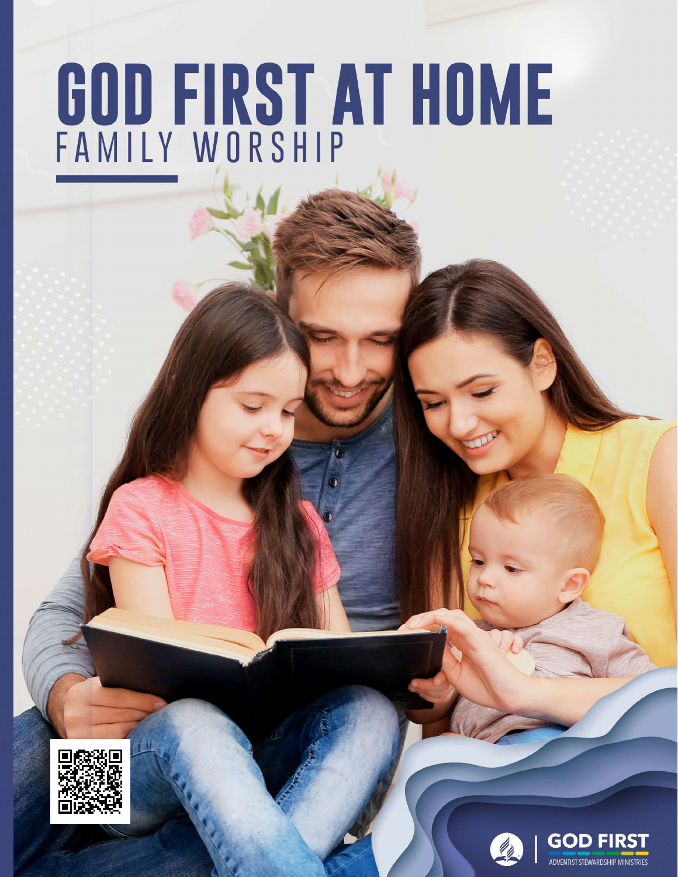# GOD FIRST AT HOME

## FAMILY WORSHIP

GOD FIRST

ADVENTIST STEWARDSHIP MINISTRIES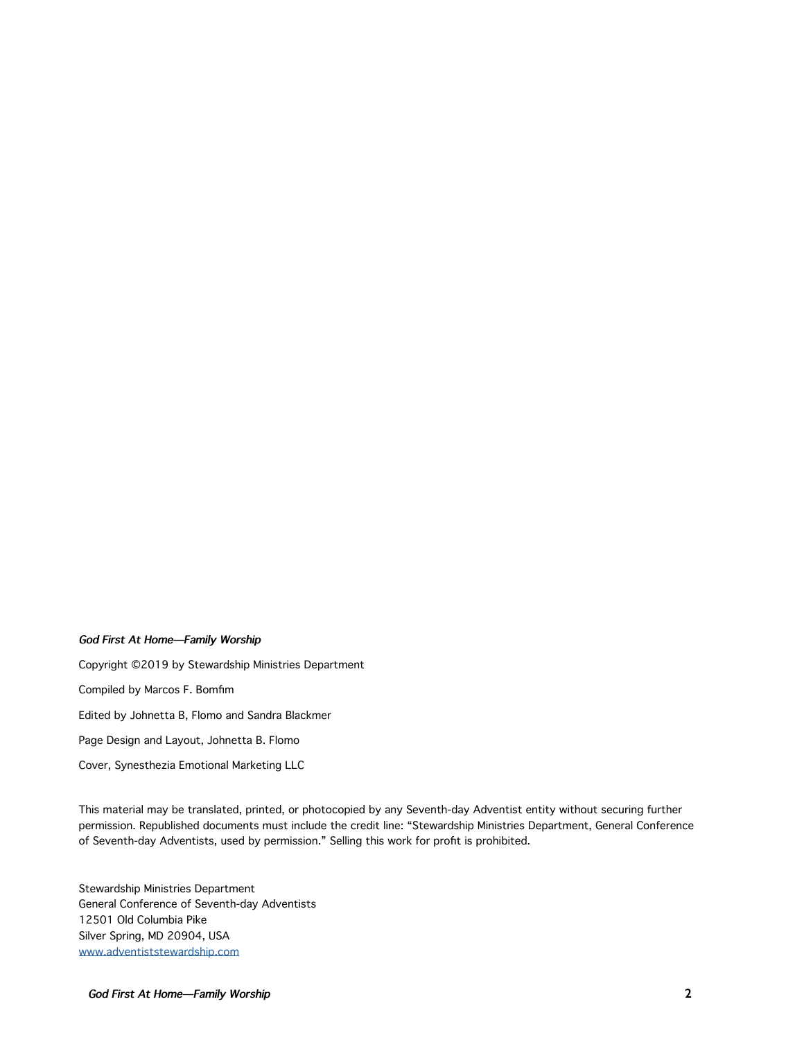*God First At Home—Family Worship*

Copyright ©2019 by Stewardship Ministries Department

Compiled by Marcos F. Bomfim

Edited by Johnetta B, Flomo and Sandra Blackmer

Page Design and Layout, Johnetta B. Flomo

Cover, Synesthezia Emotional Marketing LLC

This material may be translated, printed, or photocopied by any Seventh-day Adventist entity without securing further permission. Republished documents must include the credit line: "Stewardship Ministries Department, General Conference of Seventh-day Adventists, used by permission." Selling this work for profit is prohibited.

Stewardship Ministries Department
General Conference of Seventh-day Adventists
12501 Old Columbia Pike
Silver Spring, MD 20904, USA
www.adventiststewardship.com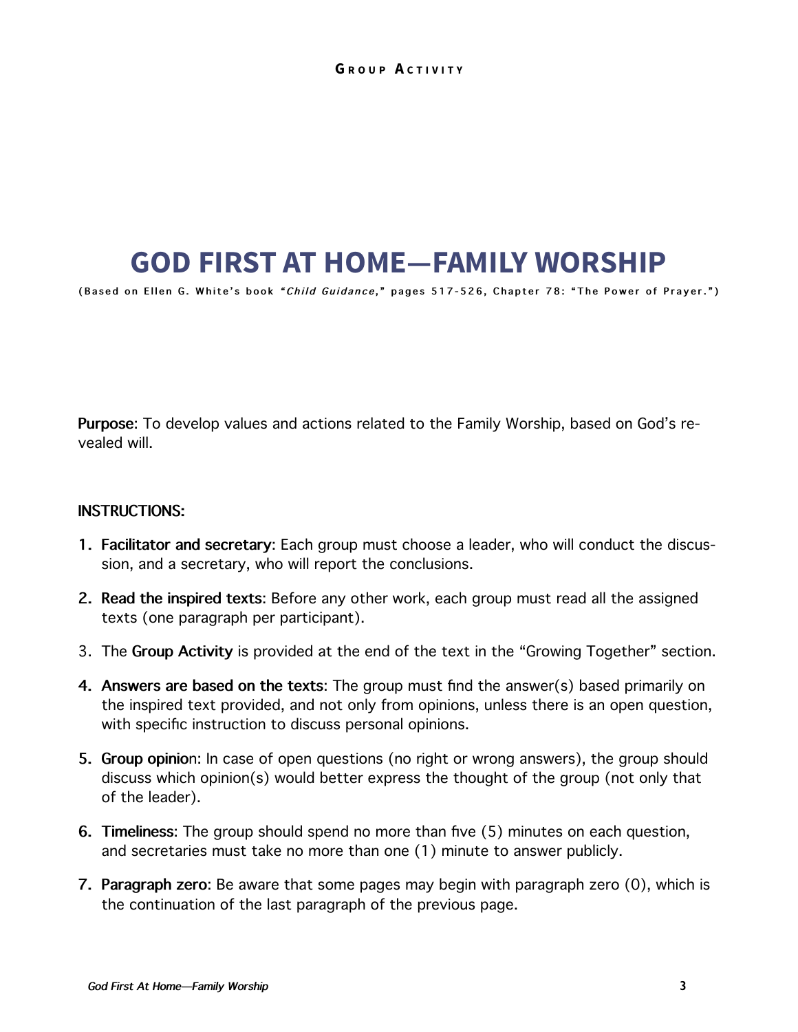# GOD FIRST AT HOME—FAMILY WORSHIP

(Based on Ellen G. White's book "*Child Guidance*," pages 517-526, Chapter 78: "The Power of Prayer.")

**Purpose**: To develop values and actions related to the Family Worship, based on God's revealed will.

**INSTRUCTIONS:**

1. **Facilitator and secretary**: Each group must choose a leader, who will conduct the discussion, and a secretary, who will report the conclusions.
2. **Read the inspired texts**: Before any other work, each group must read all the assigned texts (one paragraph per participant).
3. The **Group Activity** is provided at the end of the text in the "Growing Together" section.
4. **Answers are based on the texts**: The group must find the answer(s) based primarily on the inspired text provided, and not only from opinions, unless there is an open question, with specific instruction to discuss personal opinions.
5. **Group opinion**: In case of open questions (no right or wrong answers), the group should discuss which opinion(s) would better express the thought of the group (not only that of the leader).
6. **Timeliness**: The group should spend no more than five (5) minutes on each question, and secretaries must take no more than one (1) minute to answer publicly.
7. **Paragraph zero**: Be aware that some pages may begin with paragraph zero (0), which is the continuation of the last paragraph of the previous page.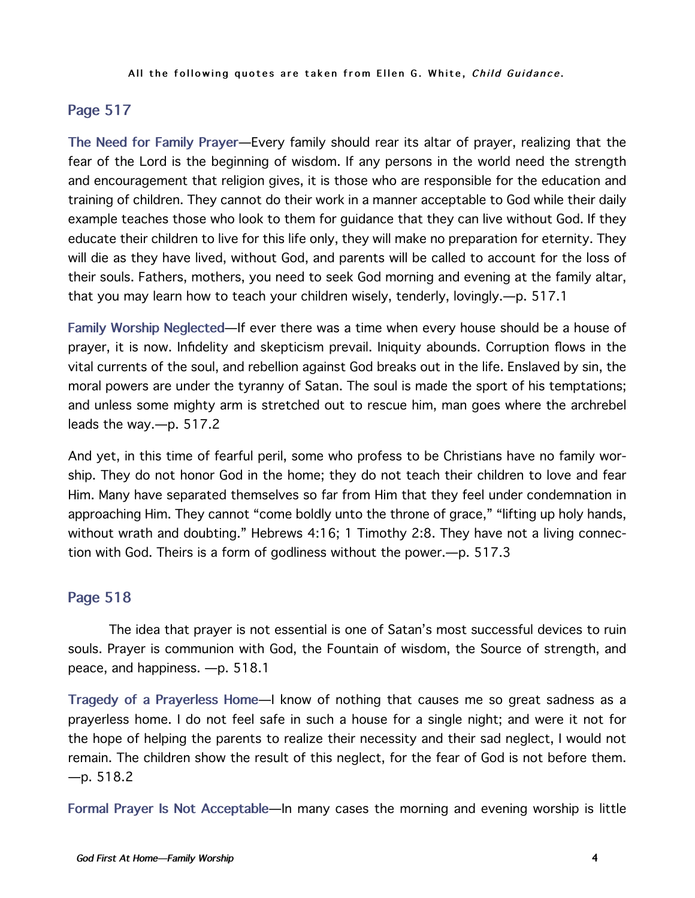All the following quotes are taken from Ellen G. White, *Child Guidance*.

## Page 517

**The Need for Family Prayer**—Every family should rear its altar of prayer, realizing that the fear of the Lord is the beginning of wisdom. If any persons in the world need the strength and encouragement that religion gives, it is those who are responsible for the education and training of children. They cannot do their work in a manner acceptable to God while their daily example teaches those who look to them for guidance that they can live without God. If they educate their children to live for this life only, they will make no preparation for eternity. They will die as they have lived, without God, and parents will be called to account for the loss of their souls. Fathers, mothers, you need to seek God morning and evening at the family altar, that you may learn how to teach your children wisely, tenderly, lovingly.—p. 517.1

**Family Worship Neglected**—If ever there was a time when every house should be a house of prayer, it is now. Infidelity and skepticism prevail. Iniquity abounds. Corruption flows in the vital currents of the soul, and rebellion against God breaks out in the life. Enslaved by sin, the moral powers are under the tyranny of Satan. The soul is made the sport of his temptations; and unless some mighty arm is stretched out to rescue him, man goes where the archrebel leads the way.—p. 517.2

And yet, in this time of fearful peril, some who profess to be Christians have no family worship. They do not honor God in the home; they do not teach their children to love and fear Him. Many have separated themselves so far from Him that they feel under condemnation in approaching Him. They cannot "come boldly unto the throne of grace," "lifting up holy hands, without wrath and doubting." Hebrews 4:16; 1 Timothy 2:8. They have not a living connection with God. Theirs is a form of godliness without the power.—p. 517.3

## Page 518

The idea that prayer is not essential is one of Satan's most successful devices to ruin souls. Prayer is communion with God, the Fountain of wisdom, the Source of strength, and peace, and happiness. —p. 518.1

**Tragedy of a Prayerless Home**—I know of nothing that causes me so great sadness as a prayerless home. I do not feel safe in such a house for a single night; and were it not for the hope of helping the parents to realize their necessity and their sad neglect, I would not remain. The children show the result of this neglect, for the fear of God is not before them. —p. 518.2

**Formal Prayer Is Not Acceptable**—In many cases the morning and evening worship is little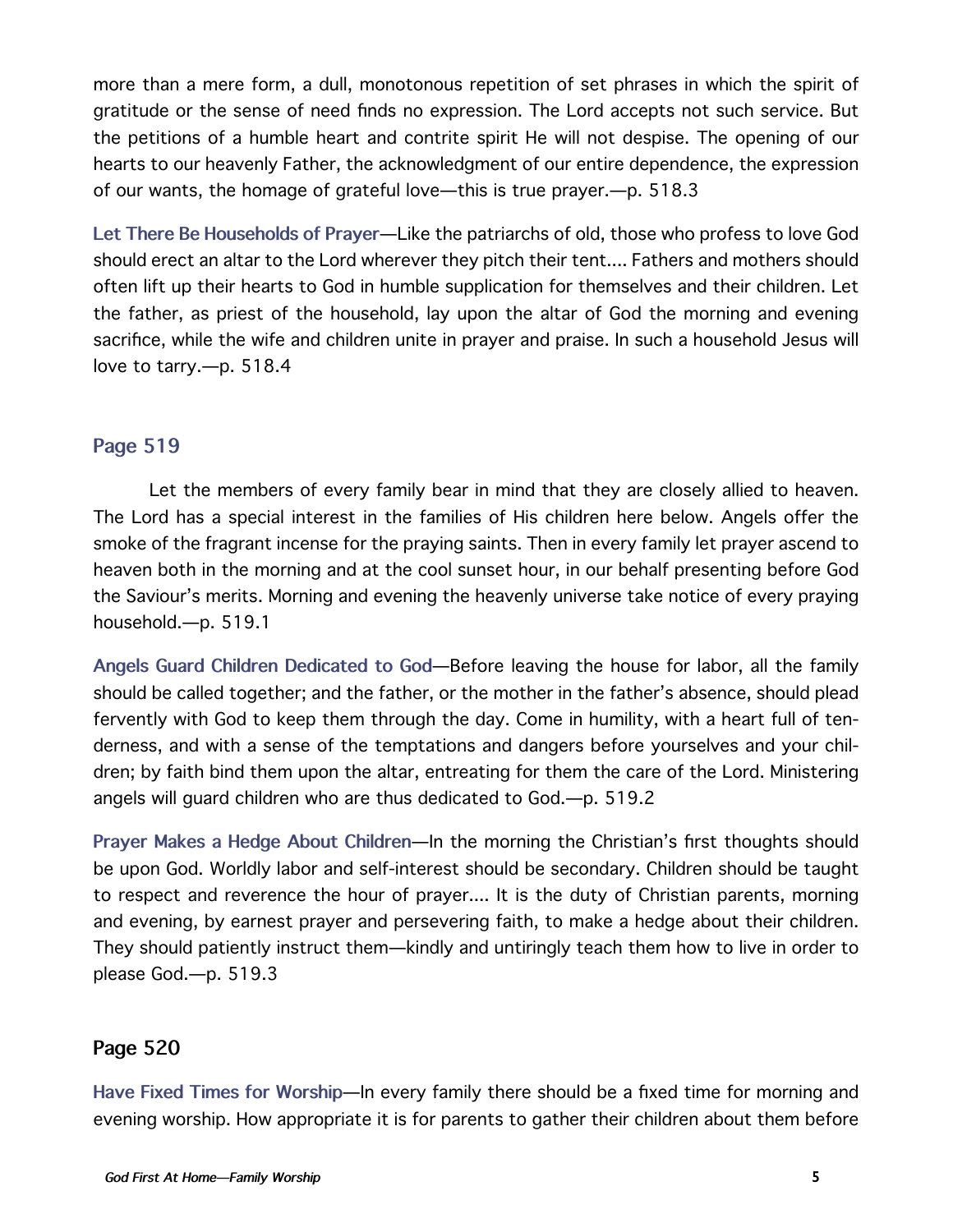more than a mere form, a dull, monotonous repetition of set phrases in which the spirit of gratitude or the sense of need finds no expression. The Lord accepts not such service. But the petitions of a humble heart and contrite spirit He will not despise. The opening of our hearts to our heavenly Father, the acknowledgment of our entire dependence, the expression of our wants, the homage of grateful love—this is true prayer.—p. 518.3

**Let There Be Households of Prayer**—Like the patriarchs of old, those who profess to love God should erect an altar to the Lord wherever they pitch their tent.... Fathers and mothers should often lift up their hearts to God in humble supplication for themselves and their children. Let the father, as priest of the household, lay upon the altar of God the morning and evening sacrifice, while the wife and children unite in prayer and praise. In such a household Jesus will love to tarry.—p. 518.4

## Page 519

Let the members of every family bear in mind that they are closely allied to heaven. The Lord has a special interest in the families of His children here below. Angels offer the smoke of the fragrant incense for the praying saints. Then in every family let prayer ascend to heaven both in the morning and at the cool sunset hour, in our behalf presenting before God the Saviour's merits. Morning and evening the heavenly universe take notice of every praying household.—p. 519.1

**Angels Guard Children Dedicated to God**—Before leaving the house for labor, all the family should be called together; and the father, or the mother in the father's absence, should plead fervently with God to keep them through the day. Come in humility, with a heart full of tenderness, and with a sense of the temptations and dangers before yourselves and your children; by faith bind them upon the altar, entreating for them the care of the Lord. Ministering angels will guard children who are thus dedicated to God.—p. 519.2

**Prayer Makes a Hedge About Children**—In the morning the Christian's first thoughts should be upon God. Worldly labor and self-interest should be secondary. Children should be taught to respect and reverence the hour of prayer.... It is the duty of Christian parents, morning and evening, by earnest prayer and persevering faith, to make a hedge about their children. They should patiently instruct them—kindly and untiringly teach them how to live in order to please God.—p. 519.3

## Page 520

**Have Fixed Times for Worship**—In every family there should be a fixed time for morning and evening worship. How appropriate it is for parents to gather their children about them before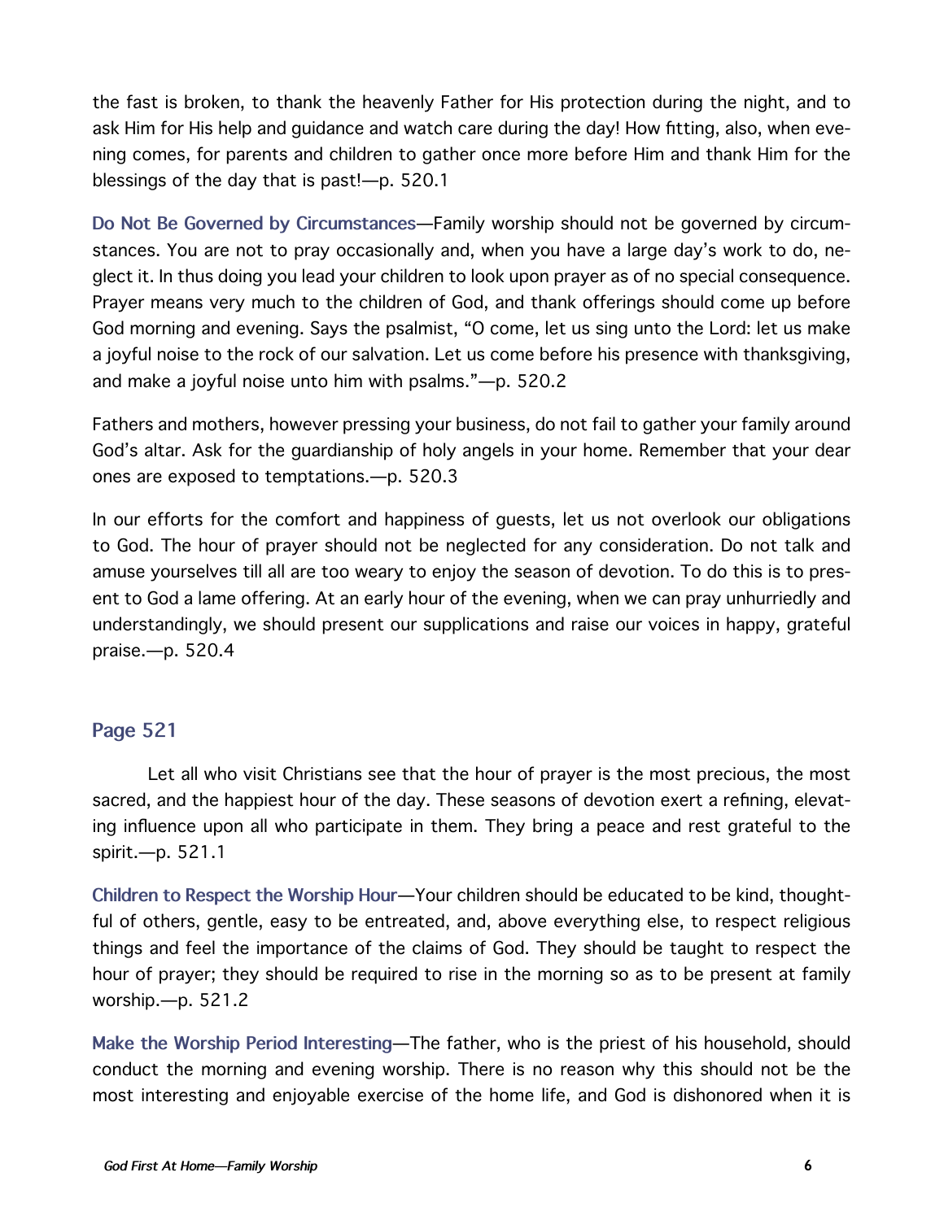the fast is broken, to thank the heavenly Father for His protection during the night, and to ask Him for His help and guidance and watch care during the day! How fitting, also, when evening comes, for parents and children to gather once more before Him and thank Him for the blessings of the day that is past!—p. 520.1

**Do Not Be Governed by Circumstances**—Family worship should not be governed by circumstances. You are not to pray occasionally and, when you have a large day's work to do, neglect it. In thus doing you lead your children to look upon prayer as of no special consequence. Prayer means very much to the children of God, and thank offerings should come up before God morning and evening. Says the psalmist, "O come, let us sing unto the Lord: let us make a joyful noise to the rock of our salvation. Let us come before his presence with thanksgiving, and make a joyful noise unto him with psalms."—p. 520.2

Fathers and mothers, however pressing your business, do not fail to gather your family around God's altar. Ask for the guardianship of holy angels in your home. Remember that your dear ones are exposed to temptations.—p. 520.3

In our efforts for the comfort and happiness of guests, let us not overlook our obligations to God. The hour of prayer should not be neglected for any consideration. Do not talk and amuse yourselves till all are too weary to enjoy the season of devotion. To do this is to present to God a lame offering. At an early hour of the evening, when we can pray unhurriedly and understandingly, we should present our supplications and raise our voices in happy, grateful praise.—p. 520.4

## Page 521

Let all who visit Christians see that the hour of prayer is the most precious, the most sacred, and the happiest hour of the day. These seasons of devotion exert a refining, elevating influence upon all who participate in them. They bring a peace and rest grateful to the spirit.—p. 521.1

**Children to Respect the Worship Hour**—Your children should be educated to be kind, thoughtful of others, gentle, easy to be entreated, and, above everything else, to respect religious things and feel the importance of the claims of God. They should be taught to respect the hour of prayer; they should be required to rise in the morning so as to be present at family worship.—p. 521.2

**Make the Worship Period Interesting**—The father, who is the priest of his household, should conduct the morning and evening worship. There is no reason why this should not be the most interesting and enjoyable exercise of the home life, and God is dishonored when it is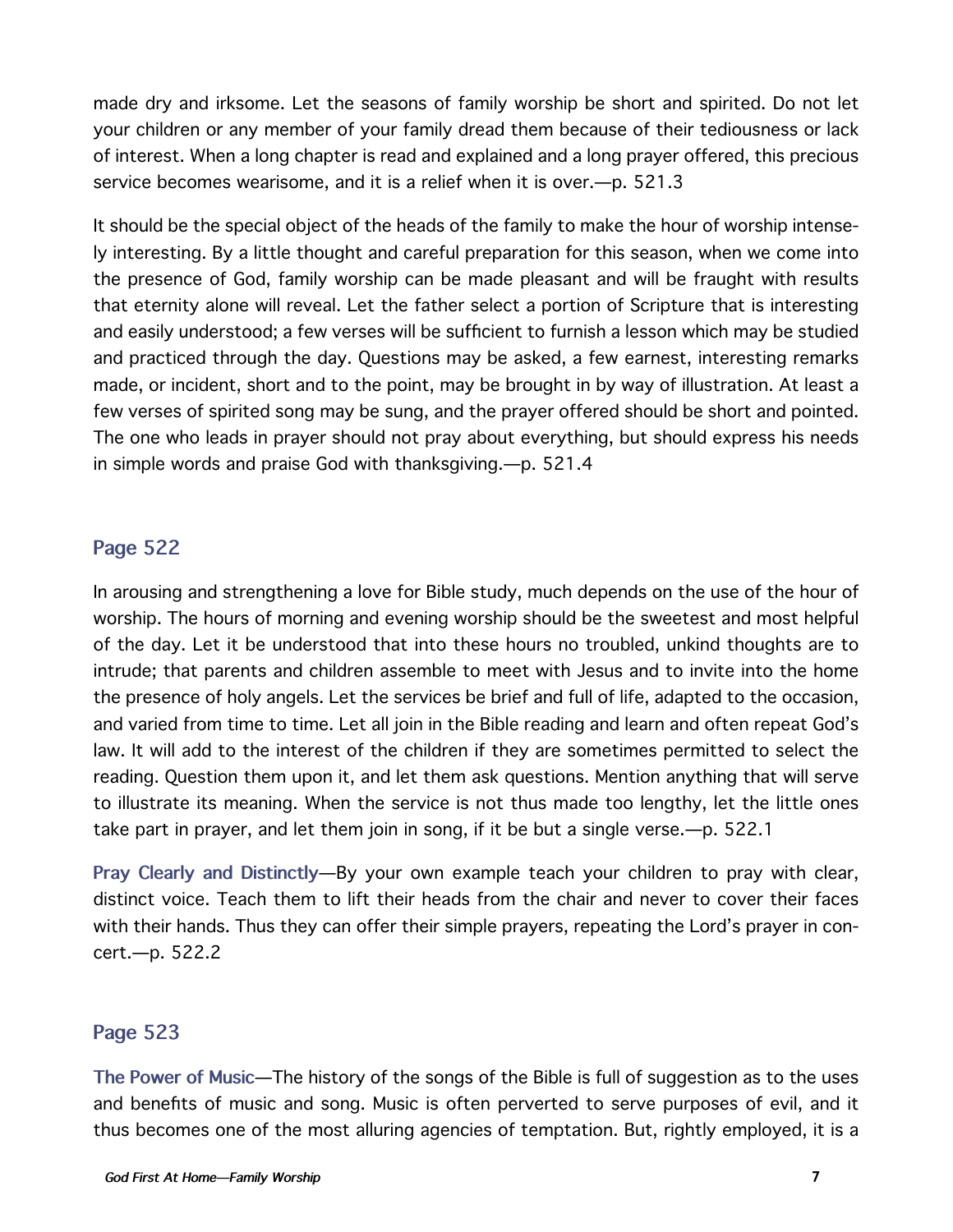made dry and irksome. Let the seasons of family worship be short and spirited. Do not let your children or any member of your family dread them because of their tediousness or lack of interest. When a long chapter is read and explained and a long prayer offered, this precious service becomes wearisome, and it is a relief when it is over.—p. 521.3

It should be the special object of the heads of the family to make the hour of worship intensely interesting. By a little thought and careful preparation for this season, when we come into the presence of God, family worship can be made pleasant and will be fraught with results that eternity alone will reveal. Let the father select a portion of Scripture that is interesting and easily understood; a few verses will be sufficient to furnish a lesson which may be studied and practiced through the day. Questions may be asked, a few earnest, interesting remarks made, or incident, short and to the point, may be brought in by way of illustration. At least a few verses of spirited song may be sung, and the prayer offered should be short and pointed. The one who leads in prayer should not pray about everything, but should express his needs in simple words and praise God with thanksgiving.—p. 521.4

## Page 522

In arousing and strengthening a love for Bible study, much depends on the use of the hour of worship. The hours of morning and evening worship should be the sweetest and most helpful of the day. Let it be understood that into these hours no troubled, unkind thoughts are to intrude; that parents and children assemble to meet with Jesus and to invite into the home the presence of holy angels. Let the services be brief and full of life, adapted to the occasion, and varied from time to time. Let all join in the Bible reading and learn and often repeat God's law. It will add to the interest of the children if they are sometimes permitted to select the reading. Question them upon it, and let them ask questions. Mention anything that will serve to illustrate its meaning. When the service is not thus made too lengthy, let the little ones take part in prayer, and let them join in song, if it be but a single verse.—p. 522.1

**Pray Clearly and Distinctly**—By your own example teach your children to pray with clear, distinct voice. Teach them to lift their heads from the chair and never to cover their faces with their hands. Thus they can offer their simple prayers, repeating the Lord's prayer in concert.—p. 522.2

## Page 523

**The Power of Music**—The history of the songs of the Bible is full of suggestion as to the uses and benefits of music and song. Music is often perverted to serve purposes of evil, and it thus becomes one of the most alluring agencies of temptation. But, rightly employed, it is a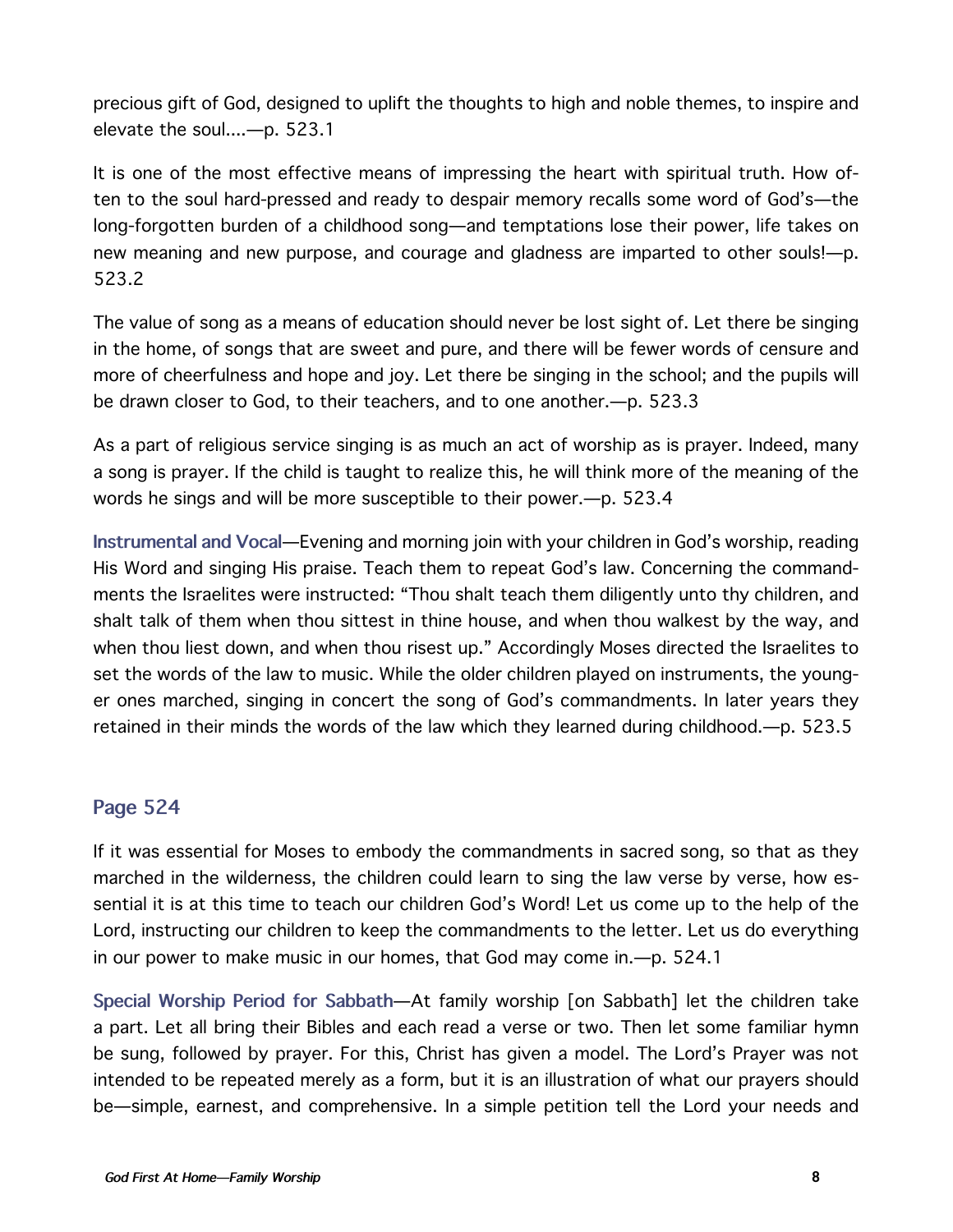precious gift of God, designed to uplift the thoughts to high and noble themes, to inspire and elevate the soul....—p. 523.1

It is one of the most effective means of impressing the heart with spiritual truth. How often to the soul hard-pressed and ready to despair memory recalls some word of God's—the long-forgotten burden of a childhood song—and temptations lose their power, life takes on new meaning and new purpose, and courage and gladness are imparted to other souls!—p. 523.2

The value of song as a means of education should never be lost sight of. Let there be singing in the home, of songs that are sweet and pure, and there will be fewer words of censure and more of cheerfulness and hope and joy. Let there be singing in the school; and the pupils will be drawn closer to God, to their teachers, and to one another.—p. 523.3

As a part of religious service singing is as much an act of worship as is prayer. Indeed, many a song is prayer. If the child is taught to realize this, he will think more of the meaning of the words he sings and will be more susceptible to their power.—p. 523.4

**Instrumental and Vocal**—Evening and morning join with your children in God's worship, reading His Word and singing His praise. Teach them to repeat God's law. Concerning the commandments the Israelites were instructed: "Thou shalt teach them diligently unto thy children, and shalt talk of them when thou sittest in thine house, and when thou walkest by the way, and when thou liest down, and when thou risest up." Accordingly Moses directed the Israelites to set the words of the law to music. While the older children played on instruments, the younger ones marched, singing in concert the song of God's commandments. In later years they retained in their minds the words of the law which they learned during childhood.—p. 523.5

## Page 524

If it was essential for Moses to embody the commandments in sacred song, so that as they marched in the wilderness, the children could learn to sing the law verse by verse, how essential it is at this time to teach our children God's Word! Let us come up to the help of the Lord, instructing our children to keep the commandments to the letter. Let us do everything in our power to make music in our homes, that God may come in.—p. 524.1

**Special Worship Period for Sabbath**—At family worship [on Sabbath] let the children take a part. Let all bring their Bibles and each read a verse or two. Then let some familiar hymn be sung, followed by prayer. For this, Christ has given a model. The Lord's Prayer was not intended to be repeated merely as a form, but it is an illustration of what our prayers should be—simple, earnest, and comprehensive. In a simple petition tell the Lord your needs and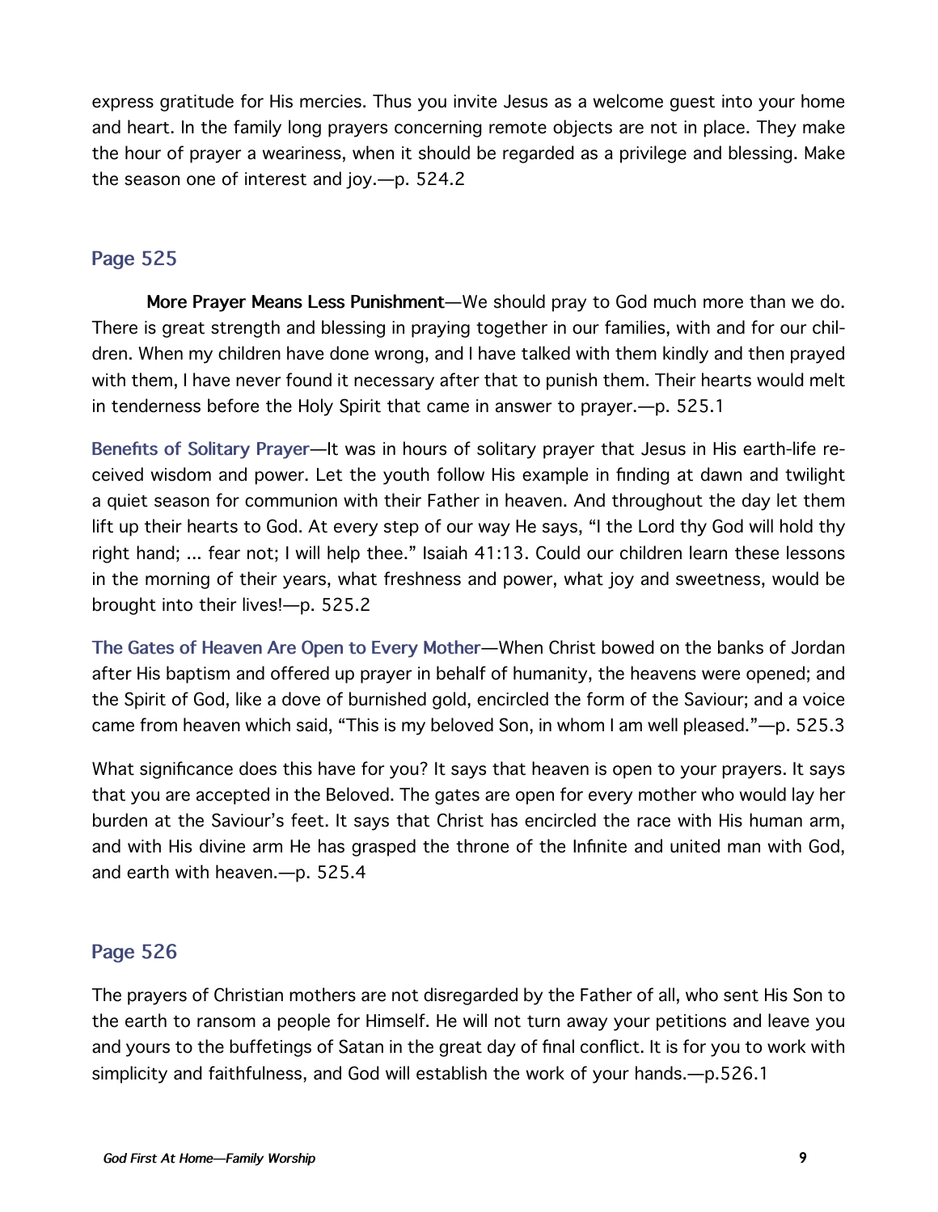express gratitude for His mercies. Thus you invite Jesus as a welcome guest into your home and heart. In the family long prayers concerning remote objects are not in place. They make the hour of prayer a weariness, when it should be regarded as a privilege and blessing. Make the season one of interest and joy.—p. 524.2

## Page 525

**More Prayer Means Less Punishment**—We should pray to God much more than we do. There is great strength and blessing in praying together in our families, with and for our children. When my children have done wrong, and I have talked with them kindly and then prayed with them, I have never found it necessary after that to punish them. Their hearts would melt in tenderness before the Holy Spirit that came in answer to prayer.—p. 525.1

**Benefits of Solitary Prayer**—It was in hours of solitary prayer that Jesus in His earth-life received wisdom and power. Let the youth follow His example in finding at dawn and twilight a quiet season for communion with their Father in heaven. And throughout the day let them lift up their hearts to God. At every step of our way He says, "I the Lord thy God will hold thy right hand; ... fear not; I will help thee." Isaiah 41:13. Could our children learn these lessons in the morning of their years, what freshness and power, what joy and sweetness, would be brought into their lives!—p. 525.2

**The Gates of Heaven Are Open to Every Mother**—When Christ bowed on the banks of Jordan after His baptism and offered up prayer in behalf of humanity, the heavens were opened; and the Spirit of God, like a dove of burnished gold, encircled the form of the Saviour; and a voice came from heaven which said, "This is my beloved Son, in whom I am well pleased."—p. 525.3

What significance does this have for you? It says that heaven is open to your prayers. It says that you are accepted in the Beloved. The gates are open for every mother who would lay her burden at the Saviour's feet. It says that Christ has encircled the race with His human arm, and with His divine arm He has grasped the throne of the Infinite and united man with God, and earth with heaven.—p. 525.4

## Page 526

The prayers of Christian mothers are not disregarded by the Father of all, who sent His Son to the earth to ransom a people for Himself. He will not turn away your petitions and leave you and yours to the buffetings of Satan in the great day of final conflict. It is for you to work with simplicity and faithfulness, and God will establish the work of your hands.—p.526.1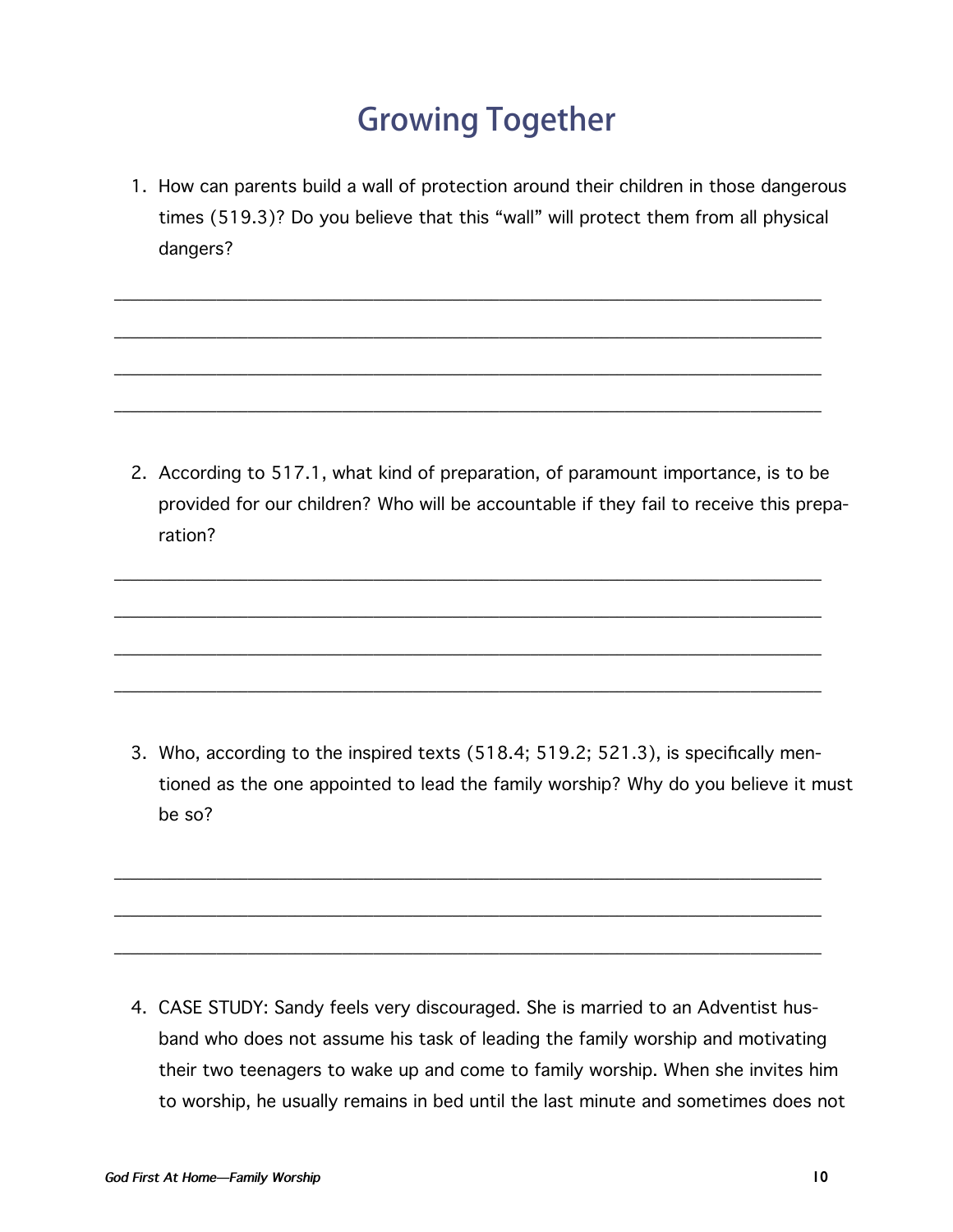# Growing Together

1. How can parents build a wall of protection around their children in those dangerous times (519.3)? Do you believe that this "wall" will protect them from all physical dangers?

______________________________________________________________________

______________________________________________________________________

______________________________________________________________________

______________________________________________________________________

2. According to 517.1, what kind of preparation, of paramount importance, is to be provided for our children? Who will be accountable if they fail to receive this preparation?

______________________________________________________________________

______________________________________________________________________

______________________________________________________________________

______________________________________________________________________

3. Who, according to the inspired texts (518.4; 519.2; 521.3), is specifically mentioned as the one appointed to lead the family worship? Why do you believe it must be so?

______________________________________________________________________

______________________________________________________________________

______________________________________________________________________

4. CASE STUDY: Sandy feels very discouraged. She is married to an Adventist husband who does not assume his task of leading the family worship and motivating their two teenagers to wake up and come to family worship. When she invites him to worship, he usually remains in bed until the last minute and sometimes does not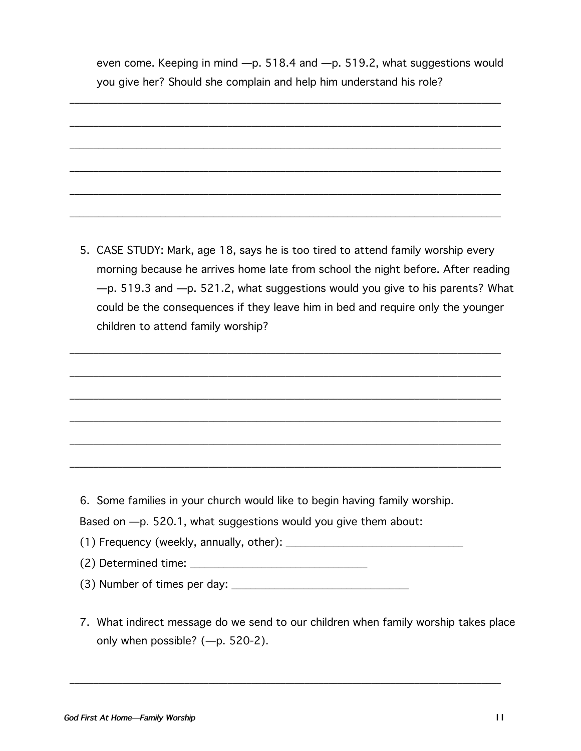even come. Keeping in mind —p. 518.4 and —p. 519.2, what suggestions would you give her? Should she complain and help him understand his role?

______________________________________________________________________

______________________________________________________________________

______________________________________________________________________

______________________________________________________________________

______________________________________________________________________

______________________________________________________________________

5. CASE STUDY: Mark, age 18, says he is too tired to attend family worship every morning because he arrives home late from school the night before. After reading —p. 519.3 and —p. 521.2, what suggestions would you give to his parents? What could be the consequences if they leave him in bed and require only the younger children to attend family worship?

______________________________________________________________________

______________________________________________________________________

______________________________________________________________________

______________________________________________________________________

______________________________________________________________________

______________________________________________________________________

6. Some families in your church would like to begin having family worship.

Based on —p. 520.1, what suggestions would you give them about:

(1) Frequency (weekly, annually, other): ______________________________

(2) Determined time: ______________________________

(3) Number of times per day: ______________________________

7. What indirect message do we send to our children when family worship takes place only when possible? (—p. 520-2).

______________________________________________________________________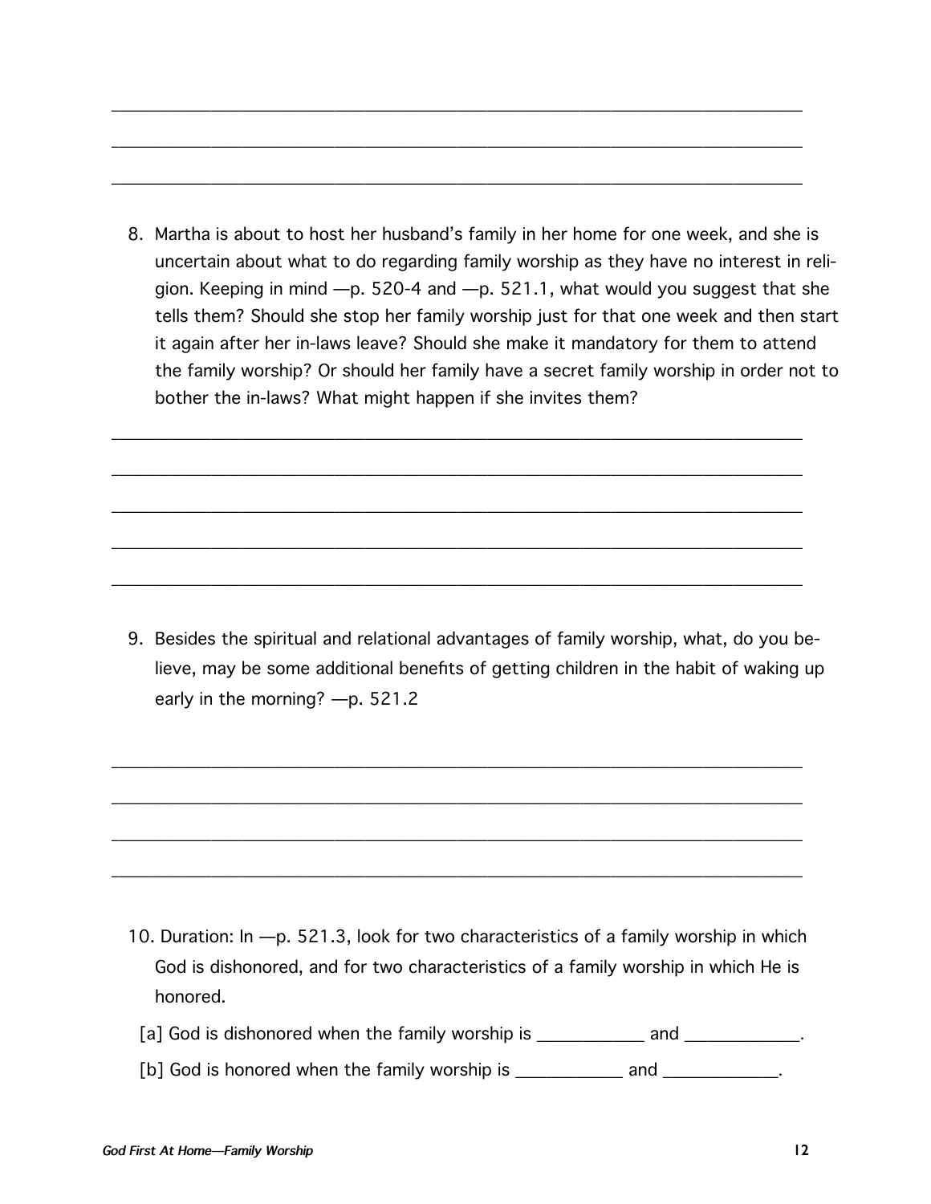\_\_\_\_\_\_\_\_\_\_\_\_\_\_\_\_\_\_\_\_\_\_\_\_\_\_\_\_\_\_\_\_\_\_\_\_\_\_\_\_\_\_\_\_\_\_\_\_\_\_\_\_\_\_\_\_\_\_\_\_\_\_\_\_\_\_\_\_\_\_

\_\_\_\_\_\_\_\_\_\_\_\_\_\_\_\_\_\_\_\_\_\_\_\_\_\_\_\_\_\_\_\_\_\_\_\_\_\_\_\_\_\_\_\_\_\_\_\_\_\_\_\_\_\_\_\_\_\_\_\_\_\_\_\_\_\_\_\_\_\_

\_\_\_\_\_\_\_\_\_\_\_\_\_\_\_\_\_\_\_\_\_\_\_\_\_\_\_\_\_\_\_\_\_\_\_\_\_\_\_\_\_\_\_\_\_\_\_\_\_\_\_\_\_\_\_\_\_\_\_\_\_\_\_\_\_\_\_\_\_\_

8. Martha is about to host her husband's family in her home for one week, and she is uncertain about what to do regarding family worship as they have no interest in religion. Keeping in mind —p. 520-4 and —p. 521.1, what would you suggest that she tells them? Should she stop her family worship just for that one week and then start it again after her in-laws leave? Should she make it mandatory for them to attend the family worship? Or should her family have a secret family worship in order not to bother the in-laws? What might happen if she invites them?

\_\_\_\_\_\_\_\_\_\_\_\_\_\_\_\_\_\_\_\_\_\_\_\_\_\_\_\_\_\_\_\_\_\_\_\_\_\_\_\_\_\_\_\_\_\_\_\_\_\_\_\_\_\_\_\_\_\_\_\_\_\_\_\_\_\_\_\_\_\_

\_\_\_\_\_\_\_\_\_\_\_\_\_\_\_\_\_\_\_\_\_\_\_\_\_\_\_\_\_\_\_\_\_\_\_\_\_\_\_\_\_\_\_\_\_\_\_\_\_\_\_\_\_\_\_\_\_\_\_\_\_\_\_\_\_\_\_\_\_\_

\_\_\_\_\_\_\_\_\_\_\_\_\_\_\_\_\_\_\_\_\_\_\_\_\_\_\_\_\_\_\_\_\_\_\_\_\_\_\_\_\_\_\_\_\_\_\_\_\_\_\_\_\_\_\_\_\_\_\_\_\_\_\_\_\_\_\_\_\_\_

\_\_\_\_\_\_\_\_\_\_\_\_\_\_\_\_\_\_\_\_\_\_\_\_\_\_\_\_\_\_\_\_\_\_\_\_\_\_\_\_\_\_\_\_\_\_\_\_\_\_\_\_\_\_\_\_\_\_\_\_\_\_\_\_\_\_\_\_\_\_

\_\_\_\_\_\_\_\_\_\_\_\_\_\_\_\_\_\_\_\_\_\_\_\_\_\_\_\_\_\_\_\_\_\_\_\_\_\_\_\_\_\_\_\_\_\_\_\_\_\_\_\_\_\_\_\_\_\_\_\_\_\_\_\_\_\_\_\_\_\_

9. Besides the spiritual and relational advantages of family worship, what, do you believe, may be some additional benefits of getting children in the habit of waking up early in the morning? —p. 521.2

\_\_\_\_\_\_\_\_\_\_\_\_\_\_\_\_\_\_\_\_\_\_\_\_\_\_\_\_\_\_\_\_\_\_\_\_\_\_\_\_\_\_\_\_\_\_\_\_\_\_\_\_\_\_\_\_\_\_\_\_\_\_\_\_\_\_\_\_\_\_

\_\_\_\_\_\_\_\_\_\_\_\_\_\_\_\_\_\_\_\_\_\_\_\_\_\_\_\_\_\_\_\_\_\_\_\_\_\_\_\_\_\_\_\_\_\_\_\_\_\_\_\_\_\_\_\_\_\_\_\_\_\_\_\_\_\_\_\_\_\_

\_\_\_\_\_\_\_\_\_\_\_\_\_\_\_\_\_\_\_\_\_\_\_\_\_\_\_\_\_\_\_\_\_\_\_\_\_\_\_\_\_\_\_\_\_\_\_\_\_\_\_\_\_\_\_\_\_\_\_\_\_\_\_\_\_\_\_\_\_\_

\_\_\_\_\_\_\_\_\_\_\_\_\_\_\_\_\_\_\_\_\_\_\_\_\_\_\_\_\_\_\_\_\_\_\_\_\_\_\_\_\_\_\_\_\_\_\_\_\_\_\_\_\_\_\_\_\_\_\_\_\_\_\_\_\_\_\_\_\_\_

10. Duration: In —p. 521.3, look for two characteristics of a family worship in which God is dishonored, and for two characteristics of a family worship in which He is honored.

[a] God is dishonored when the family worship is ___________ and ____________.

[b] God is honored when the family worship is ___________ and ____________.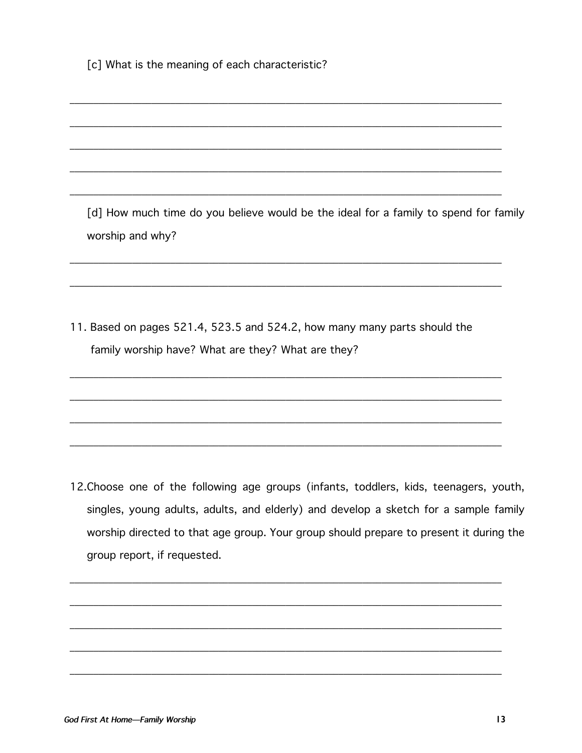[c] What is the meaning of each characteristic?

______________________________________________________________________

______________________________________________________________________

______________________________________________________________________

______________________________________________________________________

______________________________________________________________________

[d] How much time do you believe would be the ideal for a family to spend for family worship and why?

______________________________________________________________________

______________________________________________________________________

11. Based on pages 521.4, 523.5 and 524.2, how many many parts should the family worship have? What are they? What are they?

______________________________________________________________________

______________________________________________________________________

______________________________________________________________________

______________________________________________________________________

12. Choose one of the following age groups (infants, toddlers, kids, teenagers, youth, singles, young adults, adults, and elderly) and develop a sketch for a sample family worship directed to that age group. Your group should prepare to present it during the group report, if requested.

______________________________________________________________________

______________________________________________________________________

______________________________________________________________________

______________________________________________________________________

______________________________________________________________________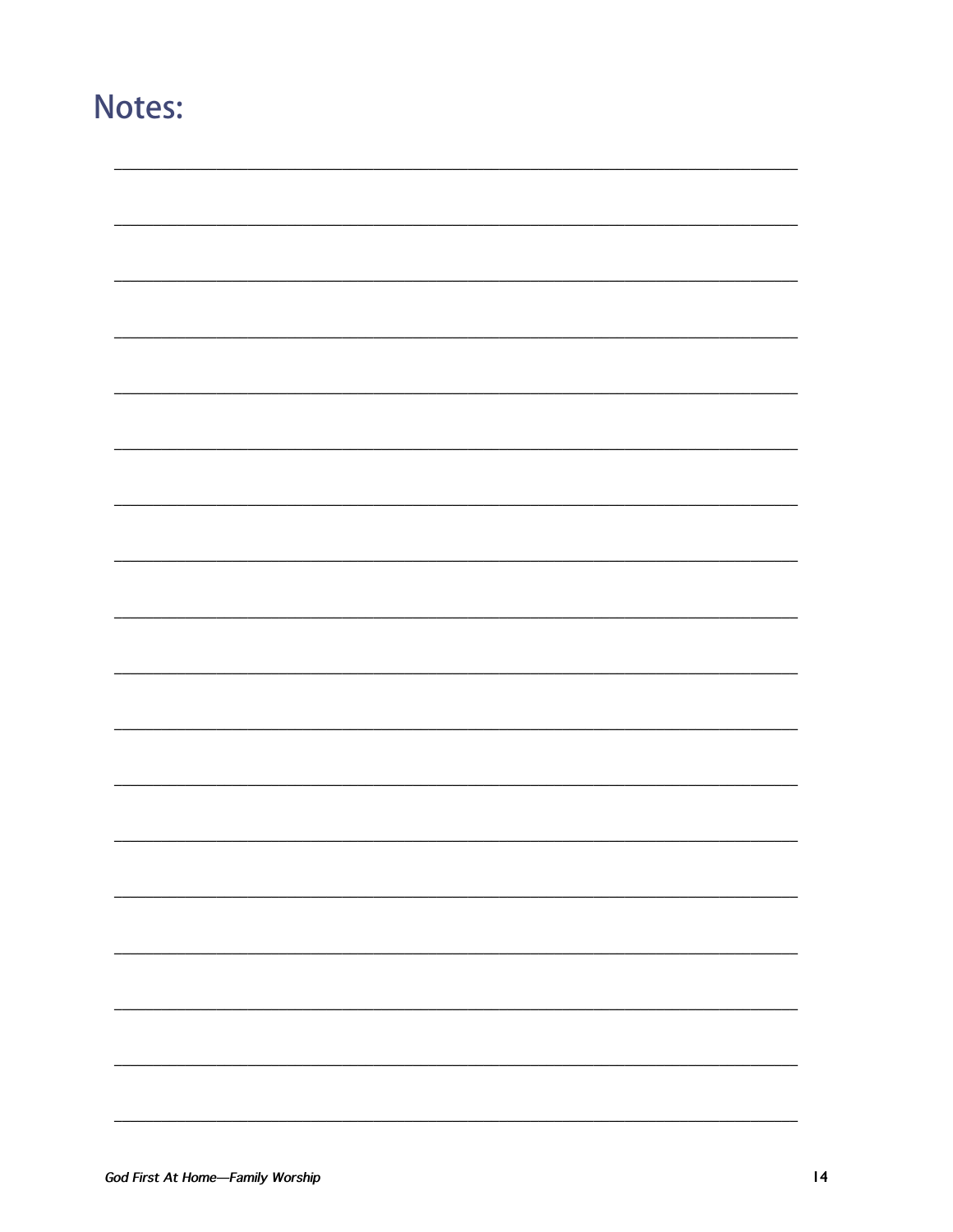# Notes: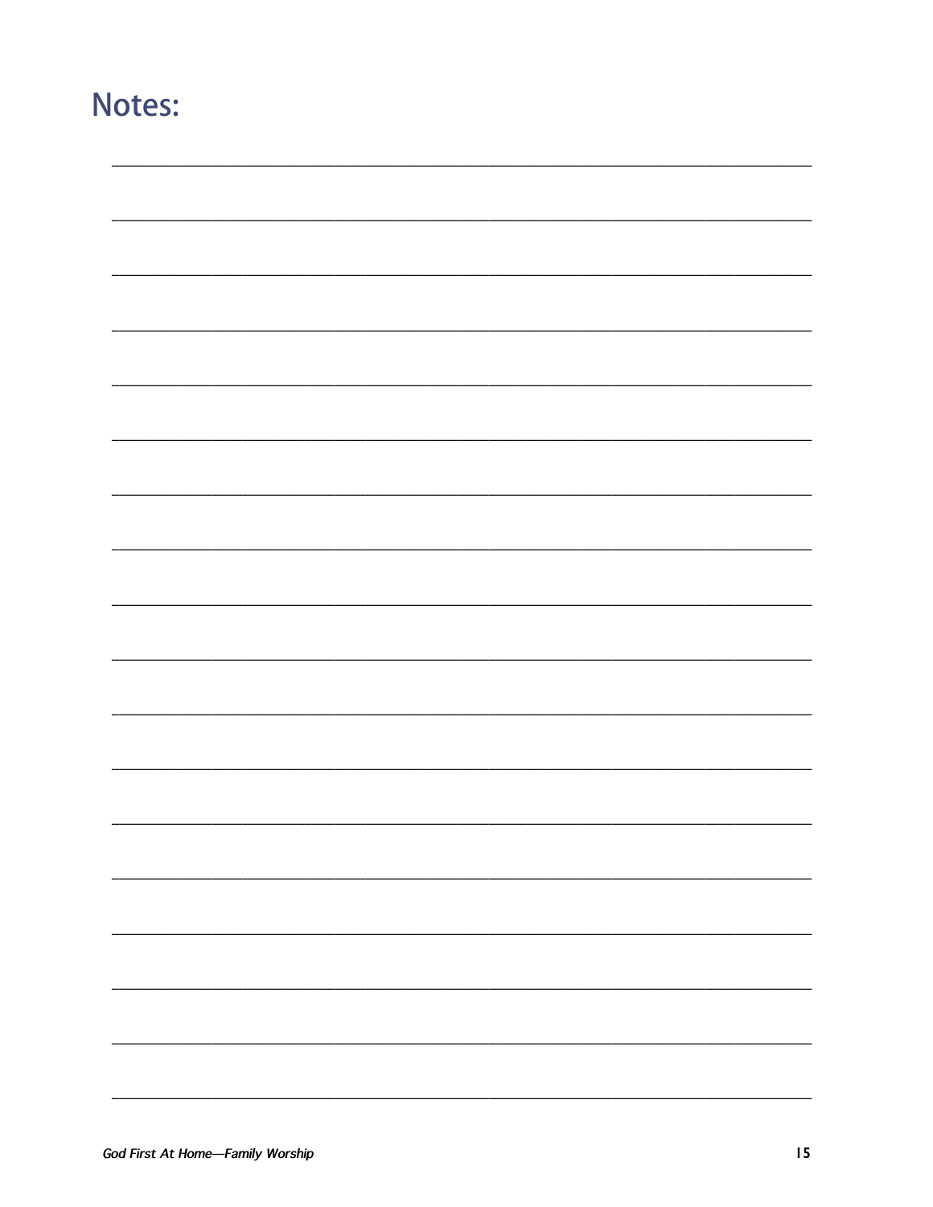# Notes: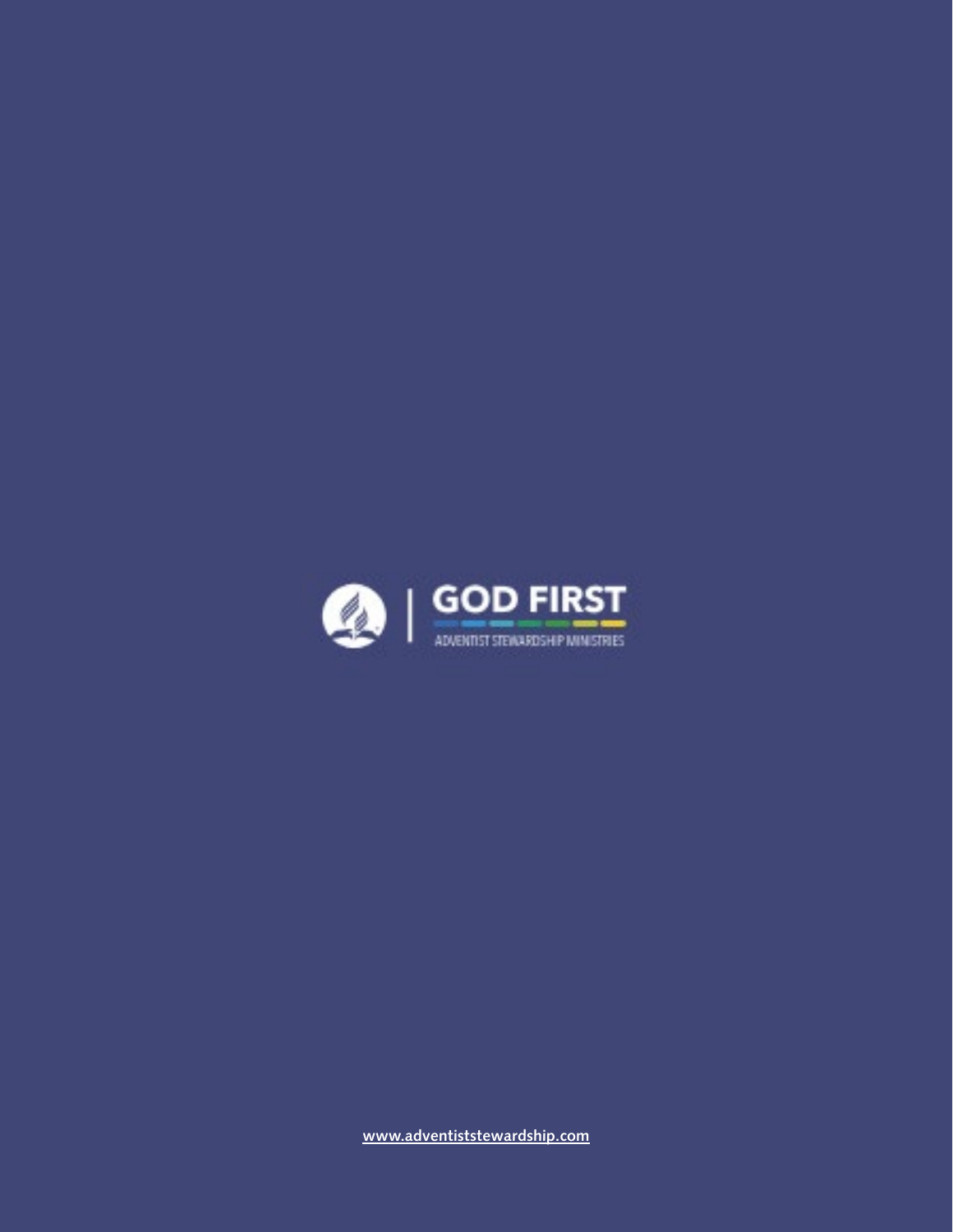GOD FIRST

ADVENTIST STEWARDSHIP MINISTRIES

www.adventiststewardship.com